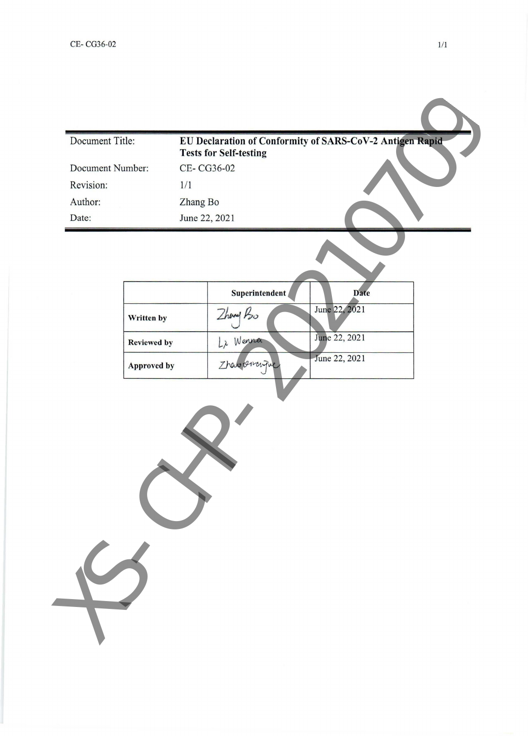| | |
|---|---|
| Document Title: | **EU Declaration of Conformity of SARS-CoV-2 Antigen Rapid Tests for Self-testing** |
| Document Number: | CE- CG36-02 |
| Revision: | 1/1 |
| Author: | Zhang Bo |
| Date: | June 22, 2021 |

| | Superintendent | Date |
|---|---|---|
| **Written by** | Zhang Bo | June 22, 2021 |
| **Reviewed by** | Li Wenna | June 22, 2021 |
| **Approved by** | Zhaowenqiue | June 22, 2021 |

XS- CHP- 20210709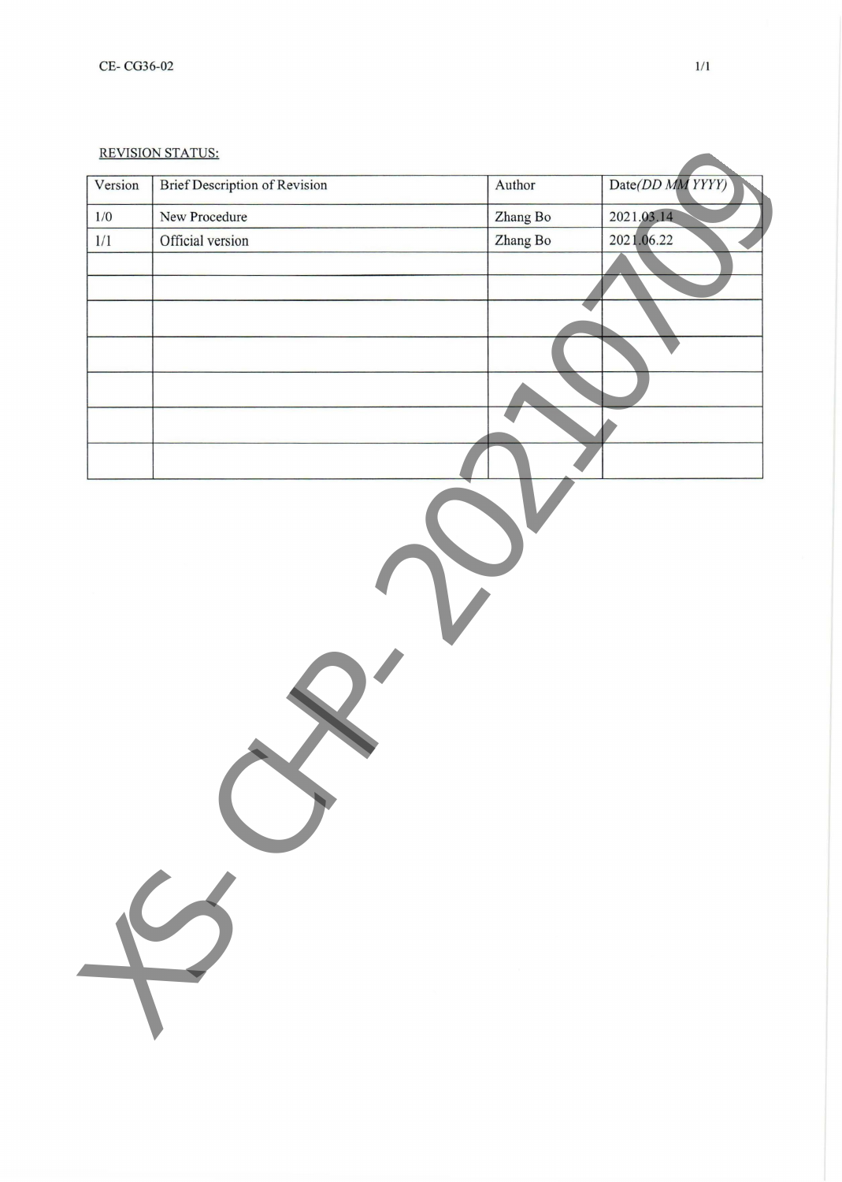REVISION STATUS:

| Version | Brief Description of Revision | Author | Date(*DD MM YYYY*) |
|---|---|---|---|
| 1/0 | New Procedure | Zhang Bo | 2021.03.14 |
| 1/1 | Official version | Zhang Bo | 2021.06.22 |
| | | | |
| | | | |
| | | | |
| | | | |
| | | | |
| | | | |
| | | | |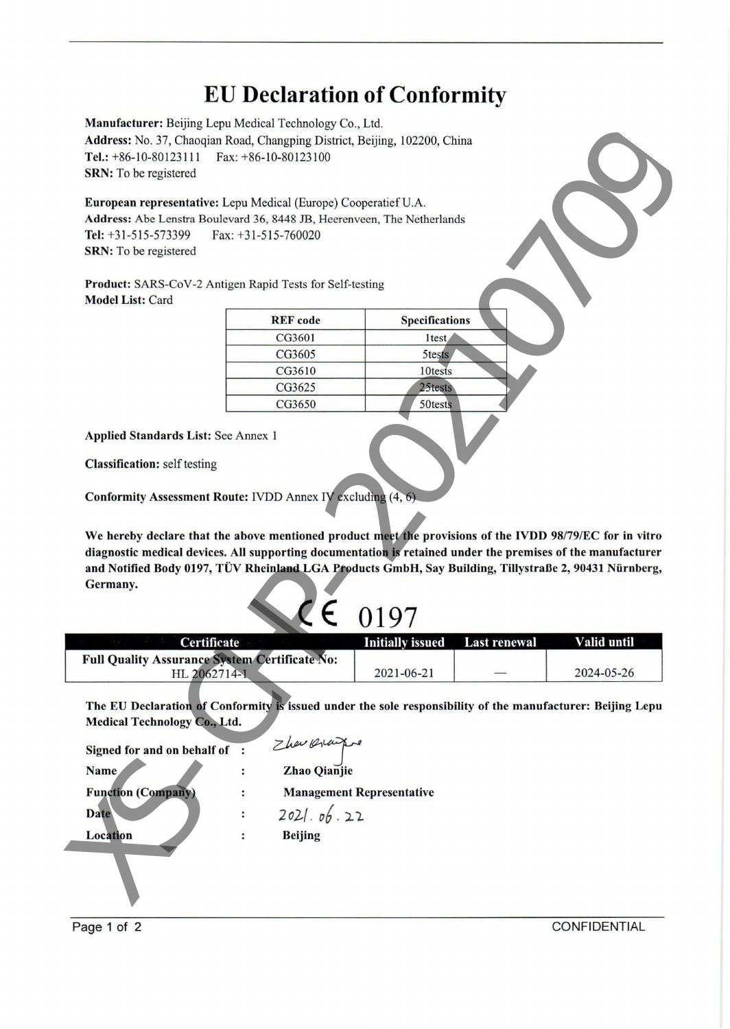# EU Declaration of Conformity

**Manufacturer:** Beijing Lepu Medical Technology Co., Ltd.
**Address:** No. 37, Chaoqian Road, Changping District, Beijing, 102200, China
**Tel.:** +86-10-80123111 Fax: +86-10-80123100
**SRN:** To be registered

**European representative:** Lepu Medical (Europe) Cooperatief U.A.
**Address:** Abe Lenstra Boulevard 36, 8448 JB, Heerenveen, The Netherlands
**Tel:** +31-515-573399 Fax: +31-515-760020
**SRN:** To be registered

**Product:** SARS-CoV-2 Antigen Rapid Tests for Self-testing
**Model List:** Card

| REF code | Specifications |
|---|---|
| CG3601 | 1test |
| CG3605 | 5tests |
| CG3610 | 10tests |
| CG3625 | 25tests |
| CG3650 | 50tests |

**Applied Standards List:** See Annex 1

**Classification:** self testing

**Conformity Assessment Route:** IVDD Annex IV excluding (4, 6)

**We hereby declare that the above mentioned product meet the provisions of the IVDD 98/79/EC for in vitro diagnostic medical devices. All supporting documentation is retained under the premises of the manufacturer and Notified Body 0197, TÜV Rheinland LGA Products GmbH, Say Building, Tillystraße 2, 90431 Nürnberg, Germany.**

CE 0197

| Certificate | Initially issued | Last renewal | Valid until |
|---|---|---|---|
| Full Quality Assurance System Certificate No: HL 2062714-1 | 2021-06-21 | — | 2024-05-26 |

**The EU Declaration of Conformity is issued under the sole responsibility of the manufacturer: Beijing Lepu Medical Technology Co., Ltd.**

| | | |
|---|---|---|
| **Signed for and on behalf of** | : | Zhao Qianjie |
| **Name** | : | **Zhao Qianjie** |
| **Function (Company)** | : | **Management Representative** |
| **Date** | : | 2021. 06. 22 |
| **Location** | : | **Beijing** |

CONFIDENTIAL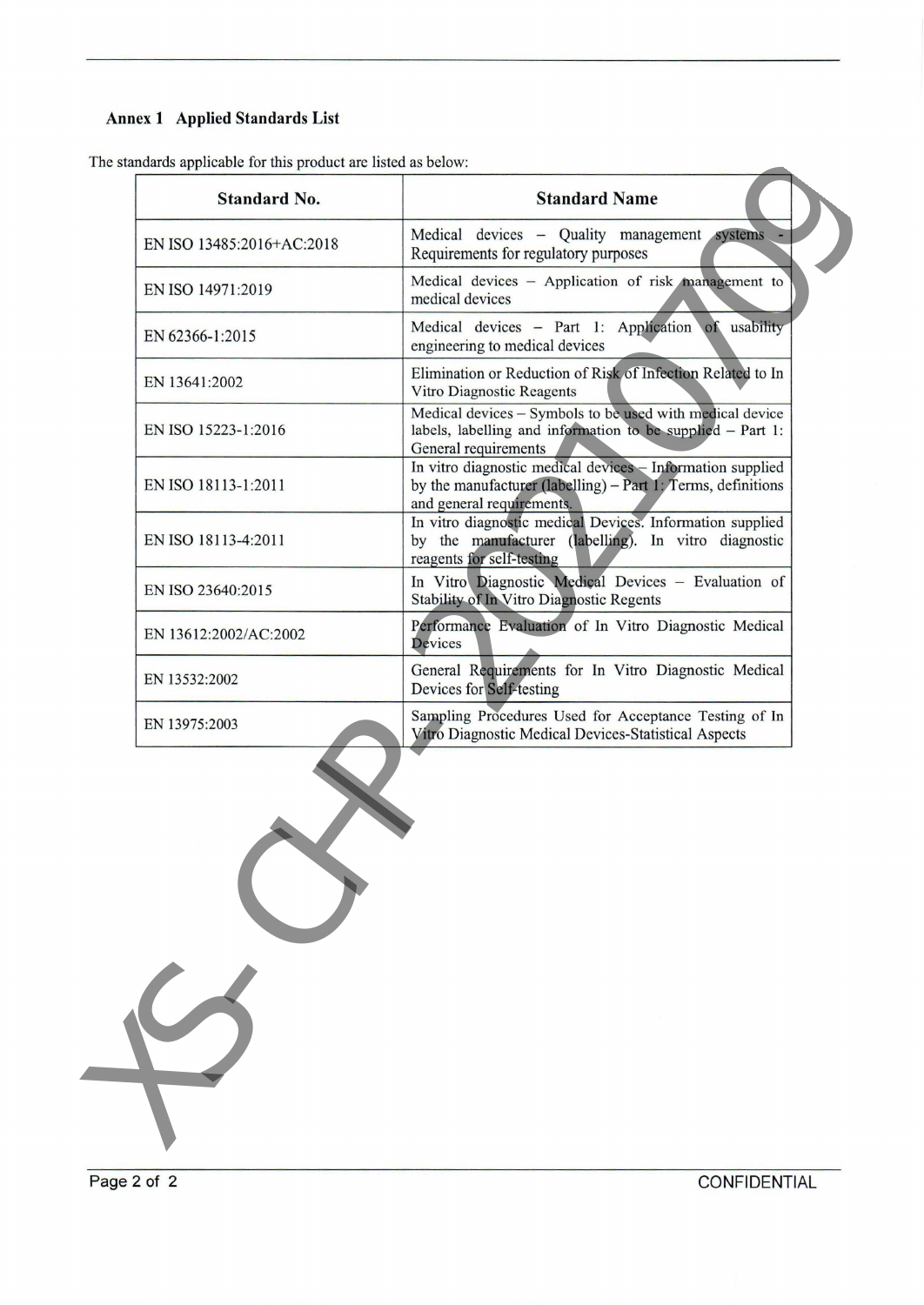## Annex 1 Applied Standards List

The standards applicable for this product are listed as below:

| Standard No. | Standard Name |
|---|---|
| EN ISO 13485:2016+AC:2018 | Medical devices – Quality management systems - Requirements for regulatory purposes |
| EN ISO 14971:2019 | Medical devices – Application of risk management to medical devices |
| EN 62366-1:2015 | Medical devices – Part 1: Application of usability engineering to medical devices |
| EN 13641:2002 | Elimination or Reduction of Risk of Infection Related to In Vitro Diagnostic Reagents |
| EN ISO 15223-1:2016 | Medical devices – Symbols to be used with medical device labels, labelling and information to be supplied – Part 1: General requirements |
| EN ISO 18113-1:2011 | In vitro diagnostic medical devices – Information supplied by the manufacturer (labelling) – Part 1: Terms, definitions and general requirements. |
| EN ISO 18113-4:2011 | In vitro diagnostic medical Devices. Information supplied by the manufacturer (labelling). In vitro diagnostic reagents for self-testing |
| EN ISO 23640:2015 | In Vitro Diagnostic Medical Devices – Evaluation of Stability of In Vitro Diagnostic Regents |
| EN 13612:2002/AC:2002 | Performance Evaluation of In Vitro Diagnostic Medical Devices |
| EN 13532:2002 | General Requirements for In Vitro Diagnostic Medical Devices for Self-testing |
| EN 13975:2003 | Sampling Procedures Used for Acceptance Testing of In Vitro Diagnostic Medical Devices-Statistical Aspects |

XS-CH-2021709

CONFIDENTIAL